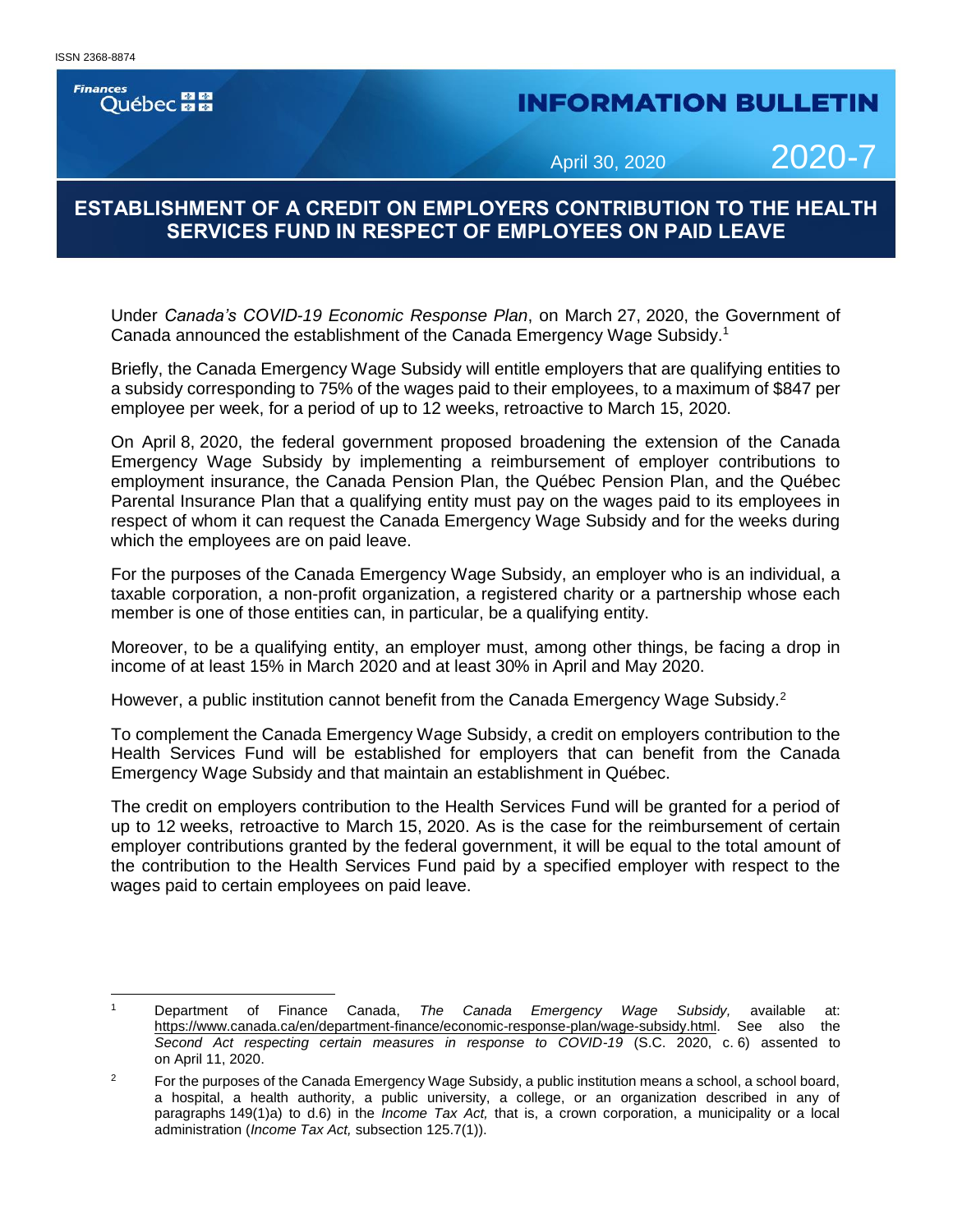ISSN 2368-8874

Finances Québec

# INFORMATION BULLETIN

April 30, 2020 **2020-7**

## ESTABLISHMENT OF A CREDIT ON EMPLOYERS CONTRIBUTION TO THE HEALTH SERVICES FUND IN RESPECT OF EMPLOYEES ON PAID LEAVE

Under *Canada's COVID-19 Economic Response Plan*, on March 27, 2020, the Government of Canada announced the establishment of the Canada Emergency Wage Subsidy.[1]

Briefly, the Canada Emergency Wage Subsidy will entitle employers that are qualifying entities to a subsidy corresponding to 75% of the wages paid to their employees, to a maximum of $847 per employee per week, for a period of up to 12 weeks, retroactive to March 15, 2020.

On April 8, 2020, the federal government proposed broadening the extension of the Canada Emergency Wage Subsidy by implementing a reimbursement of employer contributions to employment insurance, the Canada Pension Plan, the Québec Pension Plan, and the Québec Parental Insurance Plan that a qualifying entity must pay on the wages paid to its employees in respect of whom it can request the Canada Emergency Wage Subsidy and for the weeks during which the employees are on paid leave.

For the purposes of the Canada Emergency Wage Subsidy, an employer who is an individual, a taxable corporation, a non-profit organization, a registered charity or a partnership whose each member is one of those entities can, in particular, be a qualifying entity.

Moreover, to be a qualifying entity, an employer must, among other things, be facing a drop in income of at least 15% in March 2020 and at least 30% in April and May 2020.

However, a public institution cannot benefit from the Canada Emergency Wage Subsidy.[2]

To complement the Canada Emergency Wage Subsidy, a credit on employers contribution to the Health Services Fund will be established for employers that can benefit from the Canada Emergency Wage Subsidy and that maintain an establishment in Québec.

The credit on employers contribution to the Health Services Fund will be granted for a period of up to 12 weeks, retroactive to March 15, 2020. As is the case for the reimbursement of certain employer contributions granted by the federal government, it will be equal to the total amount of the contribution to the Health Services Fund paid by a specified employer with respect to the wages paid to certain employees on paid leave.

---

[1] Department of Finance Canada, *The Canada Emergency Wage Subsidy,* available at: https://www.canada.ca/en/department-finance/economic-response-plan/wage-subsidy.html. See also the *Second Act respecting certain measures in response to COVID-19* (S.C. 2020, c. 6) assented to on April 11, 2020.

[2] For the purposes of the Canada Emergency Wage Subsidy, a public institution means a school, a school board, a hospital, a health authority, a public university, a college, or an organization described in any of paragraphs 149(1)a) to d.6) in the *Income Tax Act,* that is, a crown corporation, a municipality or a local administration (*Income Tax Act,* subsection 125.7(1)).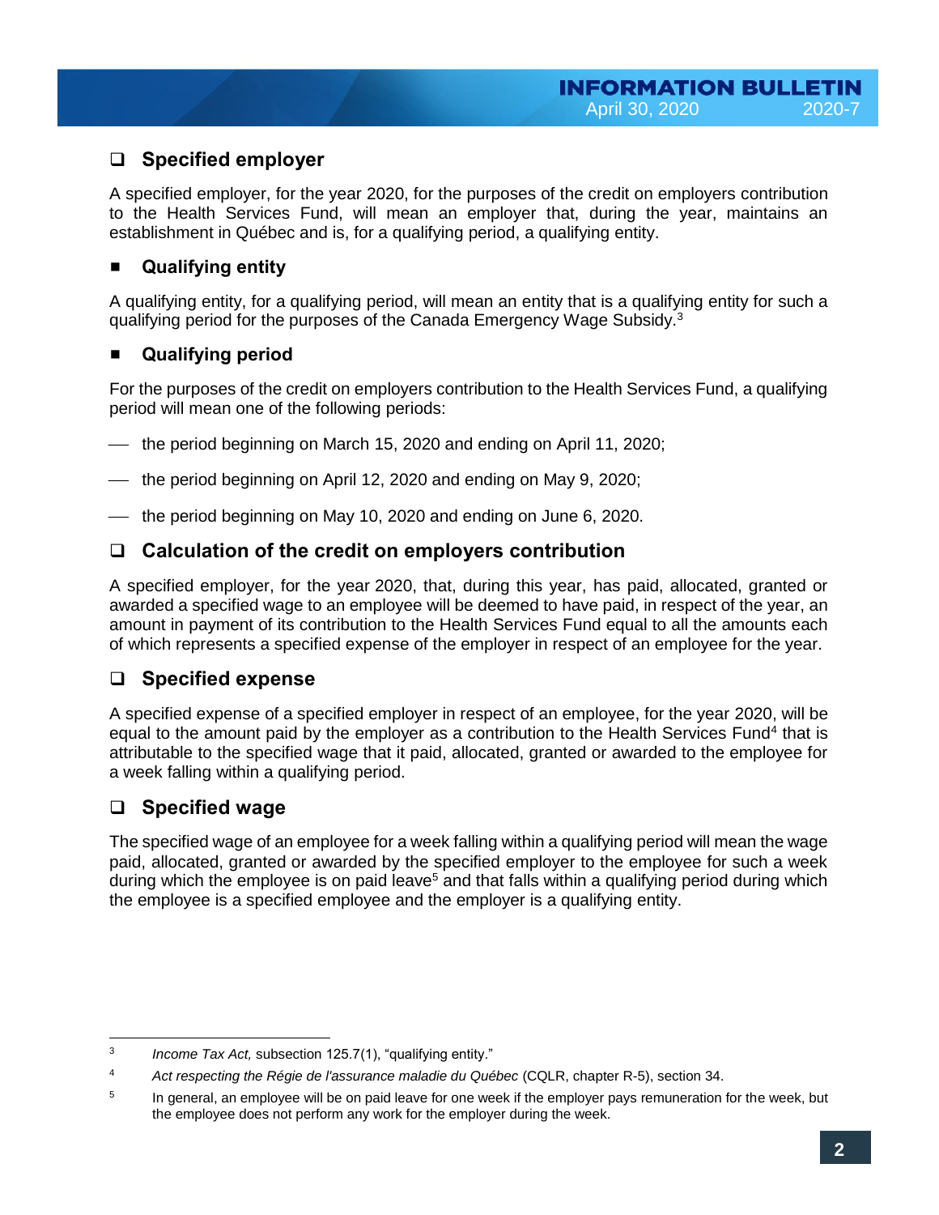## Specified employer

A specified employer, for the year 2020, for the purposes of the credit on employers contribution to the Health Services Fund, will mean an employer that, during the year, maintains an establishment in Québec and is, for a qualifying period, a qualifying entity.

### Qualifying entity

A qualifying entity, for a qualifying period, will mean an entity that is a qualifying entity for such a qualifying period for the purposes of the Canada Emergency Wage Subsidy.[3]

### Qualifying period

For the purposes of the credit on employers contribution to the Health Services Fund, a qualifying period will mean one of the following periods:

- the period beginning on March 15, 2020 and ending on April 11, 2020;
- the period beginning on April 12, 2020 and ending on May 9, 2020;
- the period beginning on May 10, 2020 and ending on June 6, 2020.

## Calculation of the credit on employers contribution

A specified employer, for the year 2020, that, during this year, has paid, allocated, granted or awarded a specified wage to an employee will be deemed to have paid, in respect of the year, an amount in payment of its contribution to the Health Services Fund equal to all the amounts each of which represents a specified expense of the employer in respect of an employee for the year.

## Specified expense

A specified expense of a specified employer in respect of an employee, for the year 2020, will be equal to the amount paid by the employer as a contribution to the Health Services Fund[4] that is attributable to the specified wage that it paid, allocated, granted or awarded to the employee for a week falling within a qualifying period.

## Specified wage

The specified wage of an employee for a week falling within a qualifying period will mean the wage paid, allocated, granted or awarded by the specified employer to the employee for such a week during which the employee is on paid leave[5] and that falls within a qualifying period during which the employee is a specified employee and the employer is a qualifying entity.

---

[3] *Income Tax Act,* subsection 125.7(1), "qualifying entity."

[4] *Act respecting the Régie de l'assurance maladie du Québec* (CQLR, chapter R-5), section 34.

[5] In general, an employee will be on paid leave for one week if the employer pays remuneration for the week, but the employee does not perform any work for the employer during the week.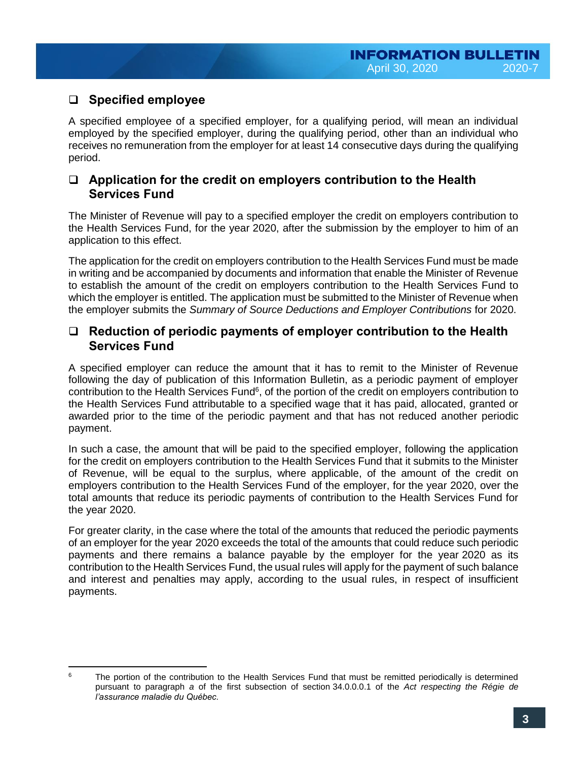## Specified employee

A specified employee of a specified employer, for a qualifying period, will mean an individual employed by the specified employer, during the qualifying period, other than an individual who receives no remuneration from the employer for at least 14 consecutive days during the qualifying period.

## Application for the credit on employers contribution to the Health Services Fund

The Minister of Revenue will pay to a specified employer the credit on employers contribution to the Health Services Fund, for the year 2020, after the submission by the employer to him of an application to this effect.

The application for the credit on employers contribution to the Health Services Fund must be made in writing and be accompanied by documents and information that enable the Minister of Revenue to establish the amount of the credit on employers contribution to the Health Services Fund to which the employer is entitled. The application must be submitted to the Minister of Revenue when the employer submits the *Summary of Source Deductions and Employer Contributions* for 2020.

## Reduction of periodic payments of employer contribution to the Health Services Fund

A specified employer can reduce the amount that it has to remit to the Minister of Revenue following the day of publication of this Information Bulletin, as a periodic payment of employer contribution to the Health Services Fund[6], of the portion of the credit on employers contribution to the Health Services Fund attributable to a specified wage that it has paid, allocated, granted or awarded prior to the time of the periodic payment and that has not reduced another periodic payment.

In such a case, the amount that will be paid to the specified employer, following the application for the credit on employers contribution to the Health Services Fund that it submits to the Minister of Revenue, will be equal to the surplus, where applicable, of the amount of the credit on employers contribution to the Health Services Fund of the employer, for the year 2020, over the total amounts that reduce its periodic payments of contribution to the Health Services Fund for the year 2020.

For greater clarity, in the case where the total of the amounts that reduced the periodic payments of an employer for the year 2020 exceeds the total of the amounts that could reduce such periodic payments and there remains a balance payable by the employer for the year 2020 as its contribution to the Health Services Fund, the usual rules will apply for the payment of such balance and interest and penalties may apply, according to the usual rules, in respect of insufficient payments.

---

[6] The portion of the contribution to the Health Services Fund that must be remitted periodically is determined pursuant to paragraph *a* of the first subsection of section 34.0.0.0.1 of the *Act respecting the Régie de l'assurance maladie du Québec.*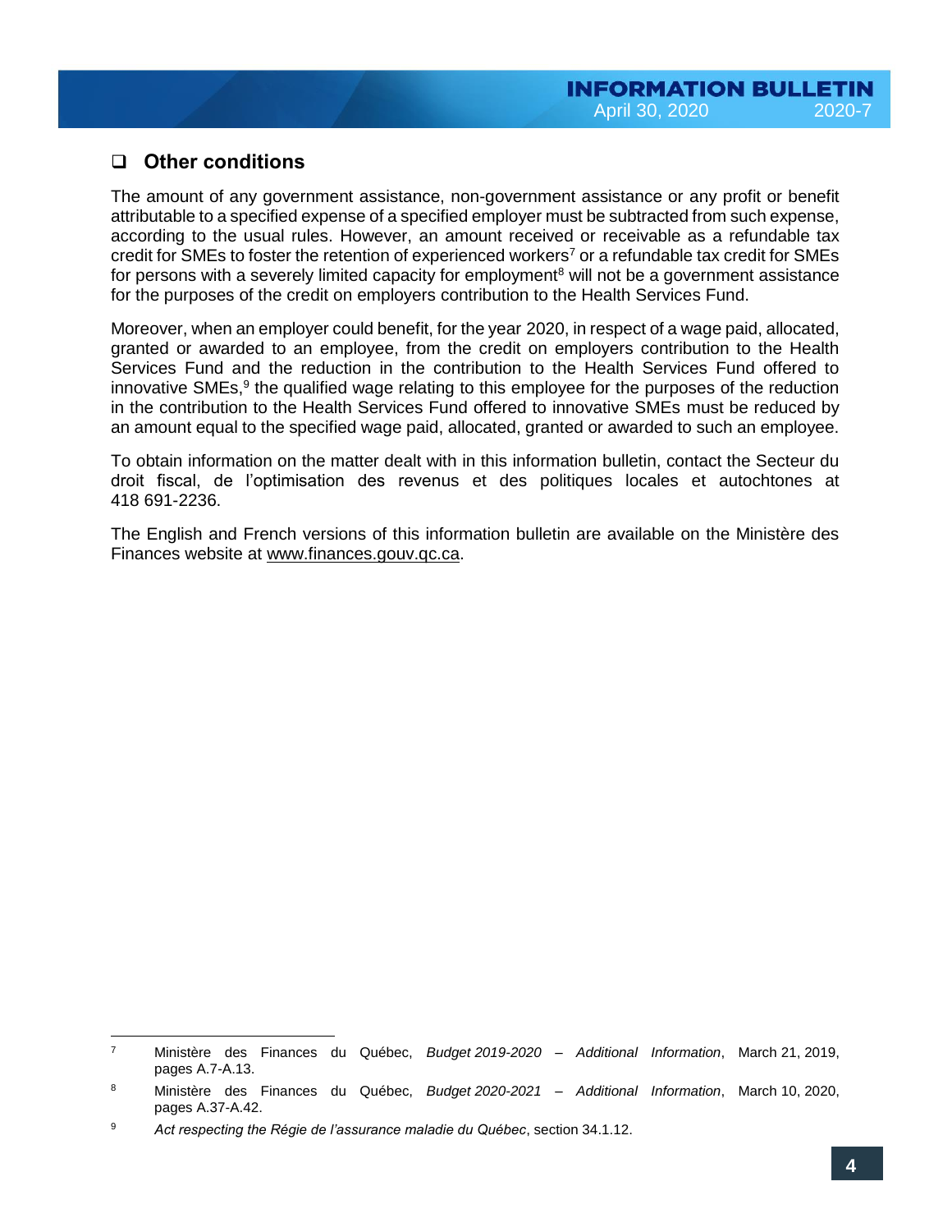## ❑ Other conditions

The amount of any government assistance, non-government assistance or any profit or benefit attributable to a specified expense of a specified employer must be subtracted from such expense, according to the usual rules. However, an amount received or receivable as a refundable tax credit for SMEs to foster the retention of experienced workers[7] or a refundable tax credit for SMEs for persons with a severely limited capacity for employment[8] will not be a government assistance for the purposes of the credit on employers contribution to the Health Services Fund.

Moreover, when an employer could benefit, for the year 2020, in respect of a wage paid, allocated, granted or awarded to an employee, from the credit on employers contribution to the Health Services Fund and the reduction in the contribution to the Health Services Fund offered to innovative SMEs,[9] the qualified wage relating to this employee for the purposes of the reduction in the contribution to the Health Services Fund offered to innovative SMEs must be reduced by an amount equal to the specified wage paid, allocated, granted or awarded to such an employee.

To obtain information on the matter dealt with in this information bulletin, contact the Secteur du droit fiscal, de l'optimisation des revenus et des politiques locales et autochtones at 418 691-2236.

The English and French versions of this information bulletin are available on the Ministère des Finances website at www.finances.gouv.qc.ca.

---

[7] Ministère des Finances du Québec, *Budget 2019-2020 – Additional Information*, March 21, 2019, pages A.7-A.13.

[8] Ministère des Finances du Québec, *Budget 2020-2021 – Additional Information*, March 10, 2020, pages A.37-A.42.

[9] *Act respecting the Régie de l'assurance maladie du Québec*, section 34.1.12.